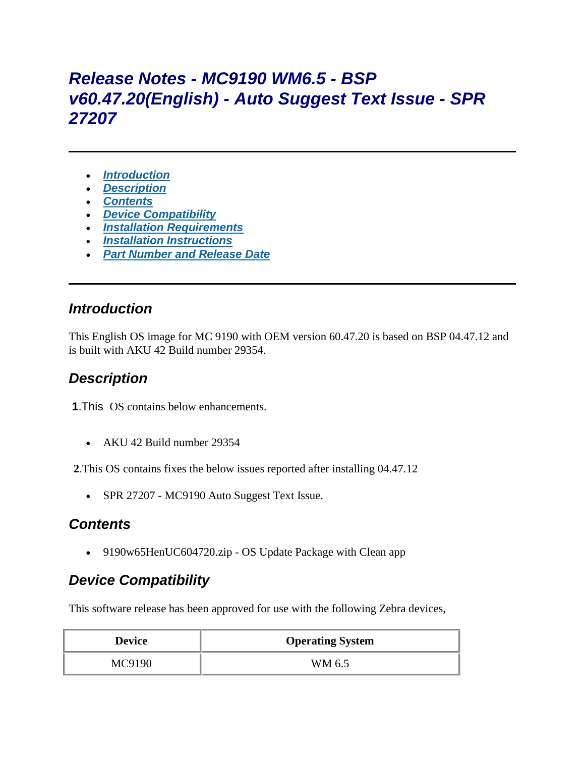# *Release Notes - MC9190 WM6.5 - BSP v60.47.20(English) - Auto Suggest Text Issue - SPR 27207*

---

- [*Introduction*](#introduction)
- [*Description*](#description)
- [*Contents*](#contents)
- [*Device Compatibility*](#device-compatibility)
- [*Installation Requirements*](#installation-requirements)
- [*Installation Instructions*](#installation-instructions)
- [*Part Number and Release Date*](#part-number-and-release-date)

---

## *Introduction*

This English OS image for MC 9190 with OEM version 60.47.20 is based on BSP 04.47.12 and is built with AKU 42 Build number 29354.

## *Description*

**1**.This OS contains below enhancements.

- AKU 42 Build number 29354

**2**.This OS contains fixes the below issues reported after installing 04.47.12

- SPR 27207 - MC9190 Auto Suggest Text Issue.

## *Contents*

- 9190w65HenUC604720.zip - OS Update Package with Clean app

## *Device Compatibility*

This software release has been approved for use with the following Zebra devices,

| Device | Operating System |
| --- | --- |
| MC9190 | WM 6.5 |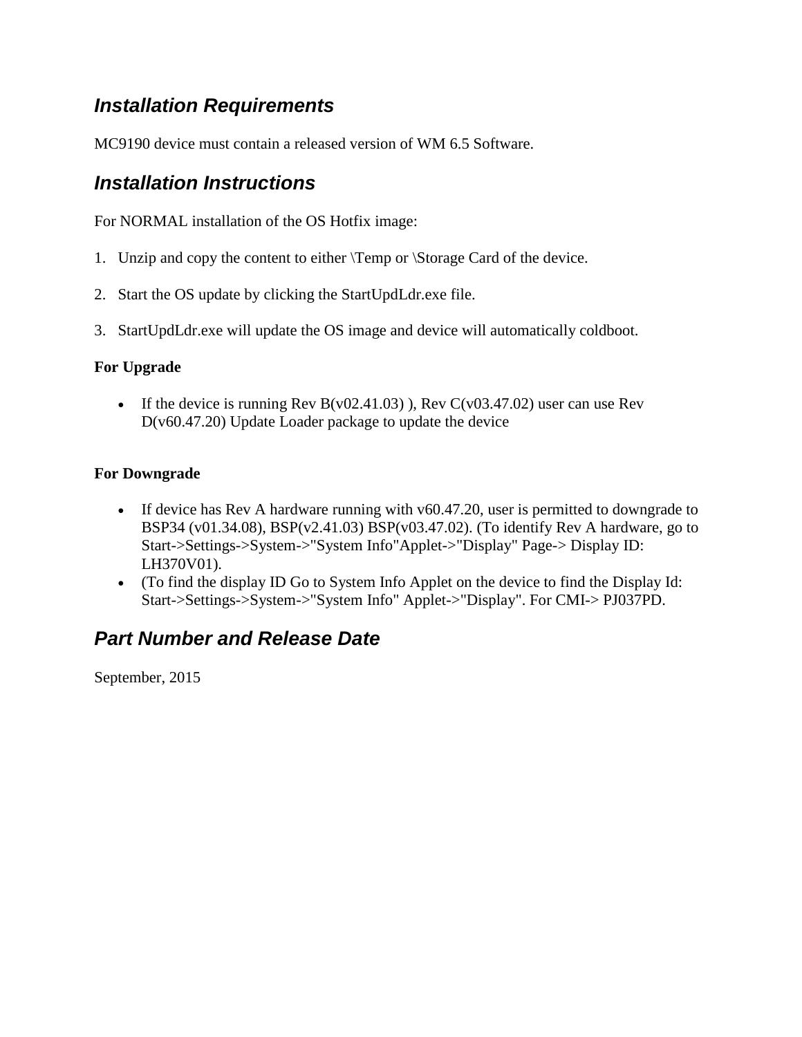## *Installation Requirements*

MC9190 device must contain a released version of WM 6.5 Software.

## *Installation Instructions*

For NORMAL installation of the OS Hotfix image:

1. Unzip and copy the content to either \Temp or \Storage Card of the device.

2. Start the OS update by clicking the StartUpdLdr.exe file.

3. StartUpdLdr.exe will update the OS image and device will automatically coldboot.

**For Upgrade**

- If the device is running Rev B(v02.41.03) ), Rev C(v03.47.02) user can use Rev D(v60.47.20) Update Loader package to update the device

**For Downgrade**

- If device has Rev A hardware running with v60.47.20, user is permitted to downgrade to BSP34 (v01.34.08), BSP(v2.41.03) BSP(v03.47.02). (To identify Rev A hardware, go to Start->Settings->System->"System Info"Applet->"Display" Page-> Display ID: LH370V01).
- (To find the display ID Go to System Info Applet on the device to find the Display Id: Start->Settings->System->"System Info" Applet->"Display". For CMI-> PJ037PD.

## *Part Number and Release Date*

September, 2015